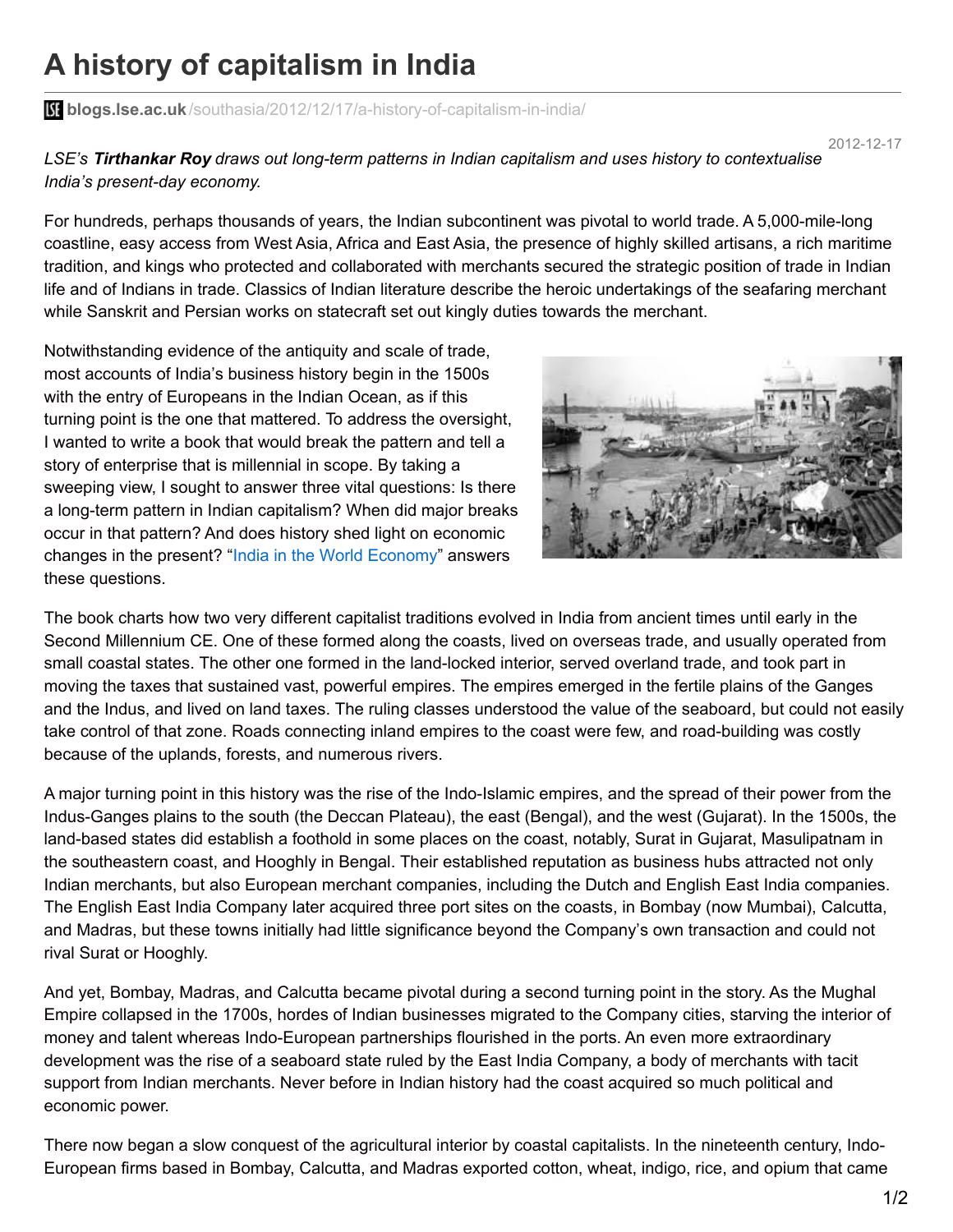# A history of capitalism in India

blogs.lse.ac.uk/southasia/2012/12/17/a-history-of-capitalism-in-india/

2012-12-17

*LSE's **Tirthankar Roy** draws out long-term patterns in Indian capitalism and uses history to contextualise India's present-day economy.*

For hundreds, perhaps thousands of years, the Indian subcontinent was pivotal to world trade. A 5,000-mile-long coastline, easy access from West Asia, Africa and East Asia, the presence of highly skilled artisans, a rich maritime tradition, and kings who protected and collaborated with merchants secured the strategic position of trade in Indian life and of Indians in trade. Classics of Indian literature describe the heroic undertakings of the seafaring merchant while Sanskrit and Persian works on statecraft set out kingly duties towards the merchant.

Notwithstanding evidence of the antiquity and scale of trade, most accounts of India's business history begin in the 1500s with the entry of Europeans in the Indian Ocean, as if this turning point is the one that mattered. To address the oversight, I wanted to write a book that would break the pattern and tell a story of enterprise that is millennial in scope. By taking a sweeping view, I sought to answer three vital questions: Is there a long-term pattern in Indian capitalism? When did major breaks occur in that pattern? And does history shed light on economic changes in the present? "India in the World Economy" answers these questions.

The book charts how two very different capitalist traditions evolved in India from ancient times until early in the Second Millennium CE. One of these formed along the coasts, lived on overseas trade, and usually operated from small coastal states. The other one formed in the land-locked interior, served overland trade, and took part in moving the taxes that sustained vast, powerful empires. The empires emerged in the fertile plains of the Ganges and the Indus, and lived on land taxes. The ruling classes understood the value of the seaboard, but could not easily take control of that zone. Roads connecting inland empires to the coast were few, and road-building was costly because of the uplands, forests, and numerous rivers.

A major turning point in this history was the rise of the Indo-Islamic empires, and the spread of their power from the Indus-Ganges plains to the south (the Deccan Plateau), the east (Bengal), and the west (Gujarat). In the 1500s, the land-based states did establish a foothold in some places on the coast, notably, Surat in Gujarat, Masulipatnam in the southeastern coast, and Hooghly in Bengal. Their established reputation as business hubs attracted not only Indian merchants, but also European merchant companies, including the Dutch and English East India companies. The English East India Company later acquired three port sites on the coasts, in Bombay (now Mumbai), Calcutta, and Madras, but these towns initially had little significance beyond the Company's own transaction and could not rival Surat or Hooghly.

And yet, Bombay, Madras, and Calcutta became pivotal during a second turning point in the story. As the Mughal Empire collapsed in the 1700s, hordes of Indian businesses migrated to the Company cities, starving the interior of money and talent whereas Indo-European partnerships flourished in the ports. An even more extraordinary development was the rise of a seaboard state ruled by the East India Company, a body of merchants with tacit support from Indian merchants. Never before in Indian history had the coast acquired so much political and economic power.

There now began a slow conquest of the agricultural interior by coastal capitalists. In the nineteenth century, Indo-European firms based in Bombay, Calcutta, and Madras exported cotton, wheat, indigo, rice, and opium that came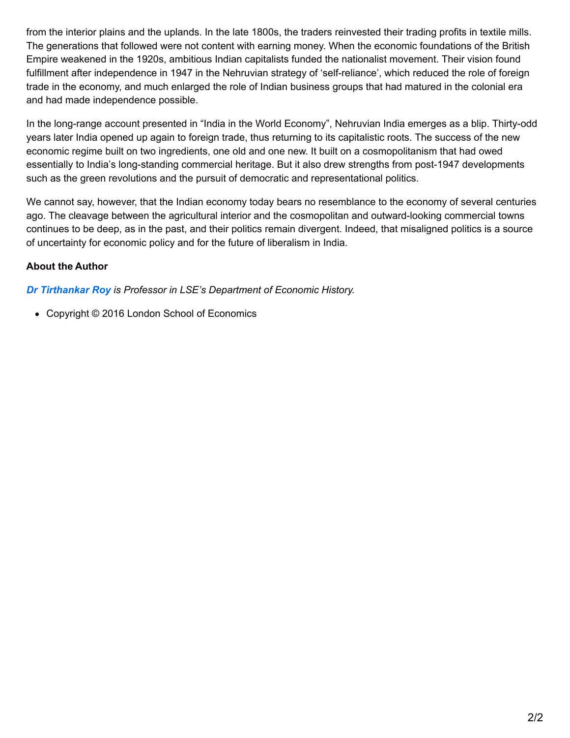from the interior plains and the uplands. In the late 1800s, the traders reinvested their trading profits in textile mills. The generations that followed were not content with earning money. When the economic foundations of the British Empire weakened in the 1920s, ambitious Indian capitalists funded the nationalist movement. Their vision found fulfillment after independence in 1947 in the Nehruvian strategy of 'self-reliance', which reduced the role of foreign trade in the economy, and much enlarged the role of Indian business groups that had matured in the colonial era and had made independence possible.

In the long-range account presented in "India in the World Economy", Nehruvian India emerges as a blip. Thirty-odd years later India opened up again to foreign trade, thus returning to its capitalistic roots. The success of the new economic regime built on two ingredients, one old and one new. It built on a cosmopolitanism that had owed essentially to India's long-standing commercial heritage. But it also drew strengths from post-1947 developments such as the green revolutions and the pursuit of democratic and representational politics.

We cannot say, however, that the Indian economy today bears no resemblance to the economy of several centuries ago. The cleavage between the agricultural interior and the cosmopolitan and outward-looking commercial towns continues to be deep, as in the past, and their politics remain divergent. Indeed, that misaligned politics is a source of uncertainty for economic policy and for the future of liberalism in India.

**About the Author**

***Dr Tirthankar Roy*** *is Professor in LSE's Department of Economic History.*

- Copyright © 2016 London School of Economics